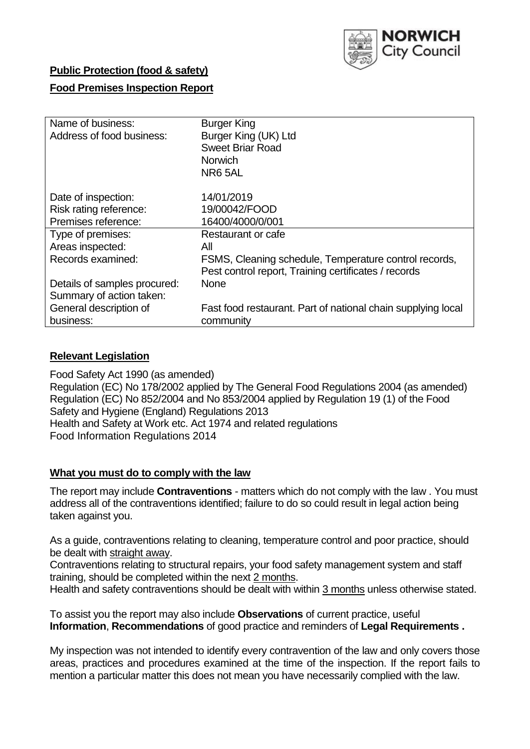NORWICH City Council

**Public Protection (food & safety)**

**Food Premises Inspection Report**

| | |
|---|---|
| Name of business: | Burger King |
| Address of food business: | Burger King (UK) Ltd<br>Sweet Briar Road<br>Norwich<br>NR6 5AL |
| Date of inspection: | 14/01/2019 |
| Risk rating reference: | 19/00042/FOOD |
| Premises reference: | 16400/4000/0/001 |
| Type of premises: | Restaurant or cafe |
| Areas inspected: | All |
| Records examined: | FSMS, Cleaning schedule, Temperature control records, Pest control report, Training certificates / records |
| Details of samples procured: | None |
| Summary of action taken: | |
| General description of business: | Fast food restaurant. Part of national chain supplying local community |

## Relevant Legislation

Food Safety Act 1990 (as amended)
Regulation (EC) No 178/2002 applied by The General Food Regulations 2004 (as amended)
Regulation (EC) No 852/2004 and No 853/2004 applied by Regulation 19 (1) of the Food Safety and Hygiene (England) Regulations 2013
Health and Safety at Work etc. Act 1974 and related regulations
Food Information Regulations 2014

## What you must do to comply with the law

The report may include **Contraventions** - matters which do not comply with the law . You must address all of the contraventions identified; failure to do so could result in legal action being taken against you.

As a guide, contraventions relating to cleaning, temperature control and poor practice, should be dealt with straight away.

Contraventions relating to structural repairs, your food safety management system and staff training, should be completed within the next 2 months.

Health and safety contraventions should be dealt with within 3 months unless otherwise stated.

To assist you the report may also include **Observations** of current practice, useful **Information**, **Recommendations** of good practice and reminders of **Legal Requirements .**

My inspection was not intended to identify every contravention of the law and only covers those areas, practices and procedures examined at the time of the inspection. If the report fails to mention a particular matter this does not mean you have necessarily complied with the law.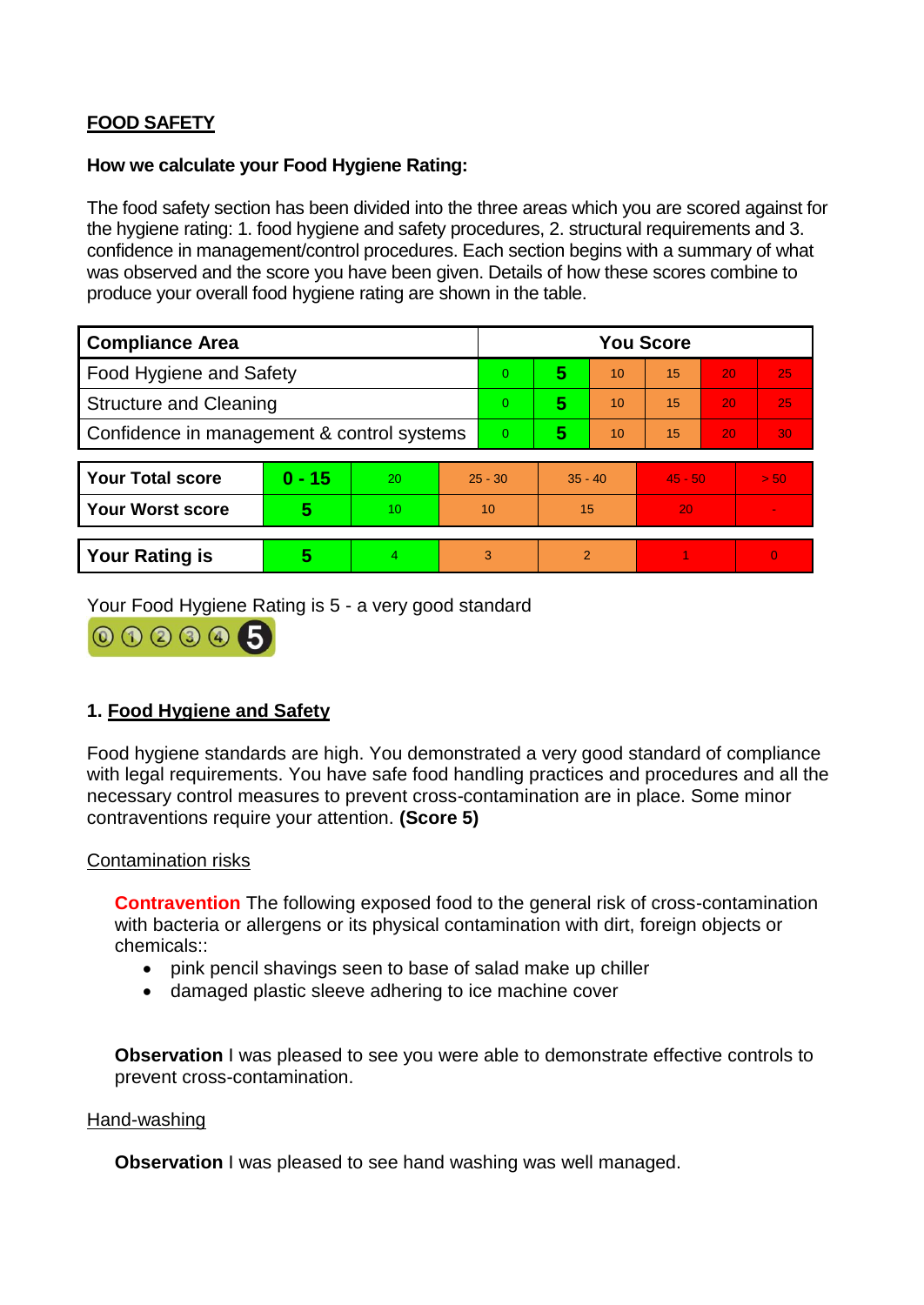## FOOD SAFETY

**How we calculate your Food Hygiene Rating:**

The food safety section has been divided into the three areas which you are scored against for the hygiene rating: 1. food hygiene and safety procedures, 2. structural requirements and 3. confidence in management/control procedures. Each section begins with a summary of what was observed and the score you have been given. Details of how these scores combine to produce your overall food hygiene rating are shown in the table.

| Compliance Area | You Score | | | | | |
|---|---|---|---|---|---|---|
| Food Hygiene and Safety | 0 | **5** | 10 | 15 | 20 | 25 |
| Structure and Cleaning | 0 | **5** | 10 | 15 | 20 | 25 |
| Confidence in management & control systems | 0 | **5** | 10 | 15 | 20 | 30 |

| | | | | | | |
|---|---|---|---|---|---|---|
| **Your Total score** | **0 - 15** | 20 | 25 - 30 | 35 - 40 | 45 - 50 | > 50 |
| **Your Worst score** | **5** | 10 | 10 | 15 | 20 | - |
| **Your Rating is** | **5** | 4 | 3 | 2 | 1 | 0 |

Your Food Hygiene Rating is 5 - a very good standard

### 1. Food Hygiene and Safety

Food hygiene standards are high. You demonstrated a very good standard of compliance with legal requirements. You have safe food handling practices and procedures and all the necessary control measures to prevent cross-contamination are in place. Some minor contraventions require your attention. **(Score 5)**

Contamination risks

**Contravention** The following exposed food to the general risk of cross-contamination with bacteria or allergens or its physical contamination with dirt, foreign objects or chemicals::

- pink pencil shavings seen to base of salad make up chiller
- damaged plastic sleeve adhering to ice machine cover

**Observation** I was pleased to see you were able to demonstrate effective controls to prevent cross-contamination.

Hand-washing

**Observation** I was pleased to see hand washing was well managed.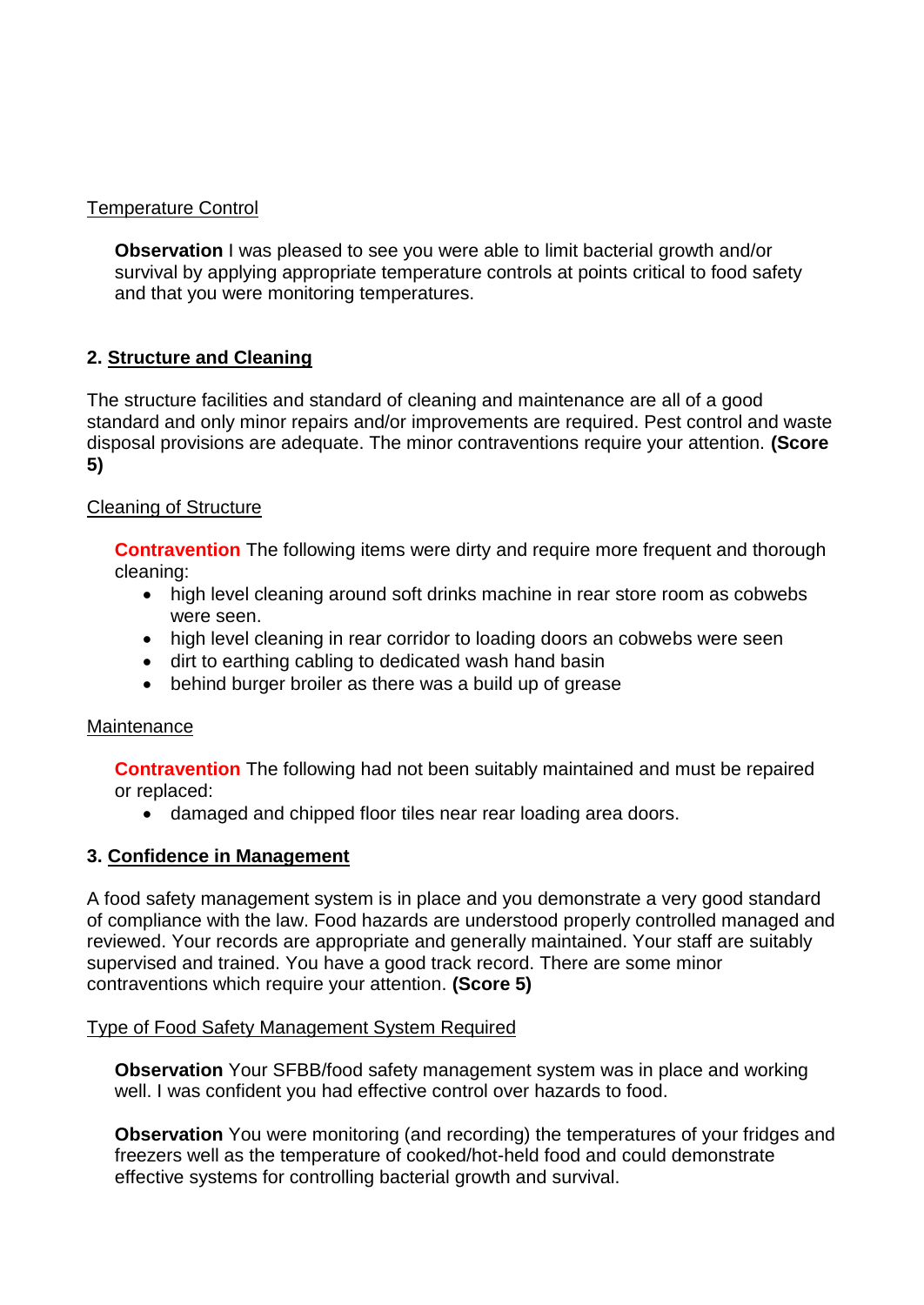Temperature Control

**Observation** I was pleased to see you were able to limit bacterial growth and/or survival by applying appropriate temperature controls at points critical to food safety and that you were monitoring temperatures.

## 2. Structure and Cleaning

The structure facilities and standard of cleaning and maintenance are all of a good standard and only minor repairs and/or improvements are required. Pest control and waste disposal provisions are adequate. The minor contraventions require your attention. **(Score 5)**

Cleaning of Structure

**Contravention** The following items were dirty and require more frequent and thorough cleaning:

- high level cleaning around soft drinks machine in rear store room as cobwebs were seen.
- high level cleaning in rear corridor to loading doors an cobwebs were seen
- dirt to earthing cabling to dedicated wash hand basin
- behind burger broiler as there was a build up of grease

Maintenance

**Contravention** The following had not been suitably maintained and must be repaired or replaced:

- damaged and chipped floor tiles near rear loading area doors.

## 3. Confidence in Management

A food safety management system is in place and you demonstrate a very good standard of compliance with the law. Food hazards are understood properly controlled managed and reviewed. Your records are appropriate and generally maintained. Your staff are suitably supervised and trained. You have a good track record. There are some minor contraventions which require your attention. **(Score 5)**

Type of Food Safety Management System Required

**Observation** Your SFBB/food safety management system was in place and working well. I was confident you had effective control over hazards to food.

**Observation** You were monitoring (and recording) the temperatures of your fridges and freezers well as the temperature of cooked/hot-held food and could demonstrate effective systems for controlling bacterial growth and survival.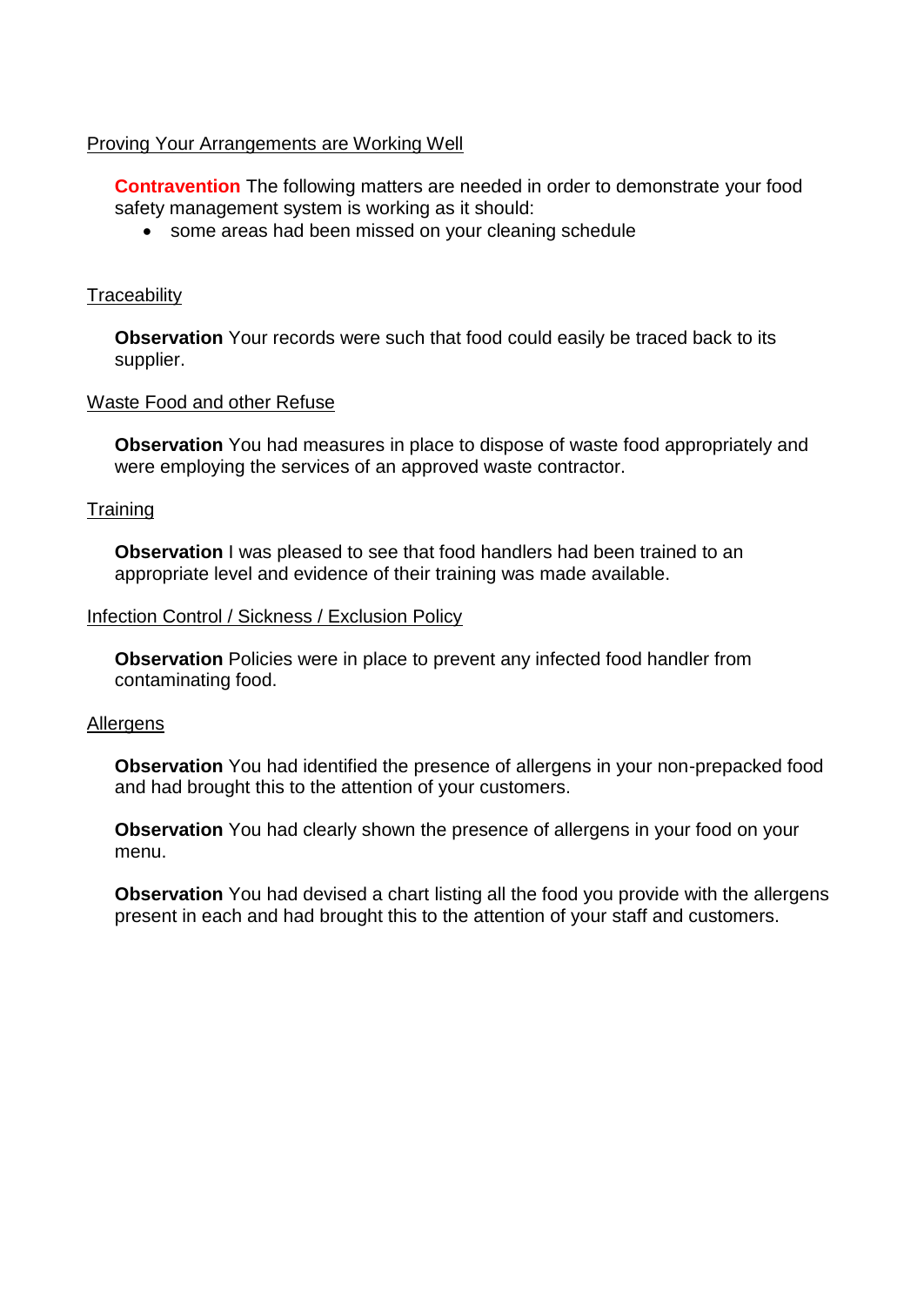Proving Your Arrangements are Working Well

**Contravention** The following matters are needed in order to demonstrate your food safety management system is working as it should:

- some areas had been missed on your cleaning schedule

Traceability

**Observation** Your records were such that food could easily be traced back to its supplier.

Waste Food and other Refuse

**Observation** You had measures in place to dispose of waste food appropriately and were employing the services of an approved waste contractor.

Training

**Observation** I was pleased to see that food handlers had been trained to an appropriate level and evidence of their training was made available.

Infection Control / Sickness / Exclusion Policy

**Observation** Policies were in place to prevent any infected food handler from contaminating food.

Allergens

**Observation** You had identified the presence of allergens in your non-prepacked food and had brought this to the attention of your customers.

**Observation** You had clearly shown the presence of allergens in your food on your menu.

**Observation** You had devised a chart listing all the food you provide with the allergens present in each and had brought this to the attention of your staff and customers.